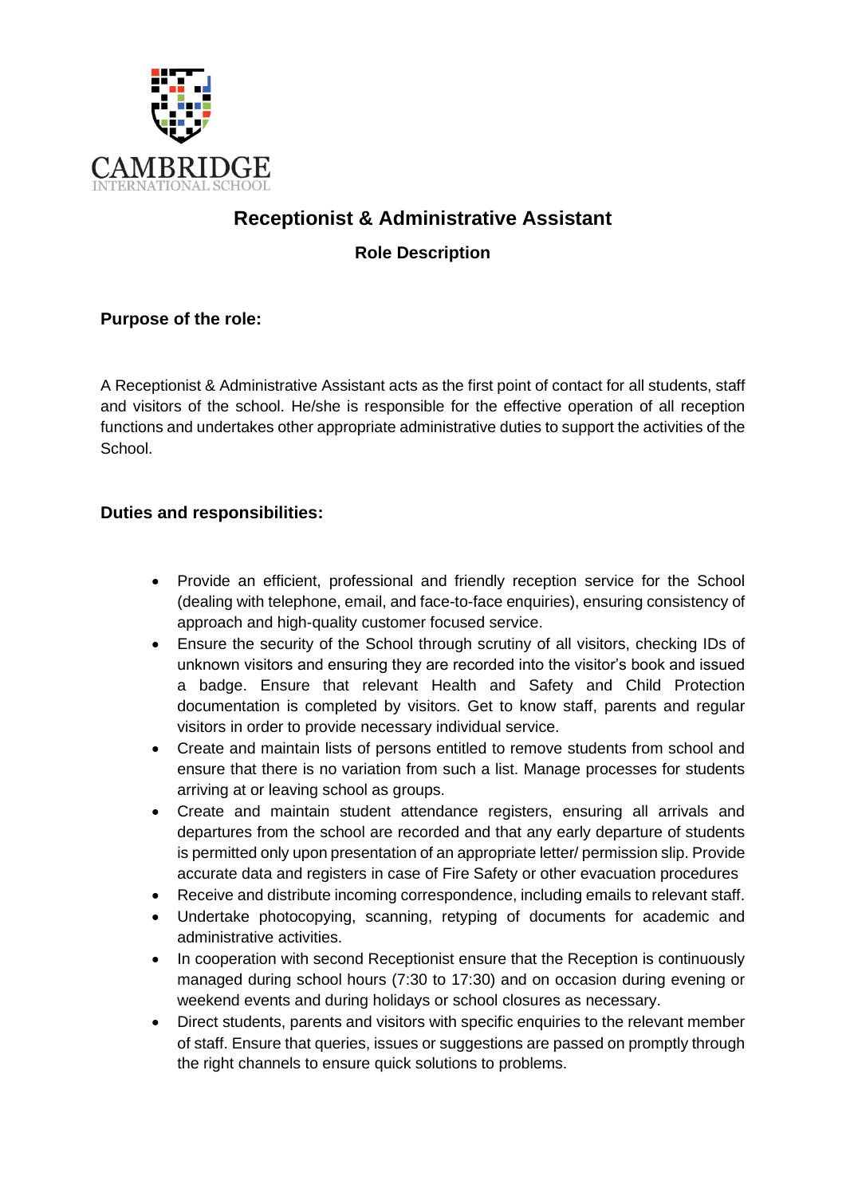CAMBRIDGE
INTERNATIONAL SCHOOL

# Receptionist & Administrative Assistant

## Role Description

### Purpose of the role:

A Receptionist & Administrative Assistant acts as the first point of contact for all students, staff and visitors of the school. He/she is responsible for the effective operation of all reception functions and undertakes other appropriate administrative duties to support the activities of the School.

### Duties and responsibilities:

- Provide an efficient, professional and friendly reception service for the School (dealing with telephone, email, and face-to-face enquiries), ensuring consistency of approach and high-quality customer focused service.
- Ensure the security of the School through scrutiny of all visitors, checking IDs of unknown visitors and ensuring they are recorded into the visitor's book and issued a badge. Ensure that relevant Health and Safety and Child Protection documentation is completed by visitors. Get to know staff, parents and regular visitors in order to provide necessary individual service.
- Create and maintain lists of persons entitled to remove students from school and ensure that there is no variation from such a list. Manage processes for students arriving at or leaving school as groups.
- Create and maintain student attendance registers, ensuring all arrivals and departures from the school are recorded and that any early departure of students is permitted only upon presentation of an appropriate letter/ permission slip. Provide accurate data and registers in case of Fire Safety or other evacuation procedures
- Receive and distribute incoming correspondence, including emails to relevant staff.
- Undertake photocopying, scanning, retyping of documents for academic and administrative activities.
- In cooperation with second Receptionist ensure that the Reception is continuously managed during school hours (7:30 to 17:30) and on occasion during evening or weekend events and during holidays or school closures as necessary.
- Direct students, parents and visitors with specific enquiries to the relevant member of staff. Ensure that queries, issues or suggestions are passed on promptly through the right channels to ensure quick solutions to problems.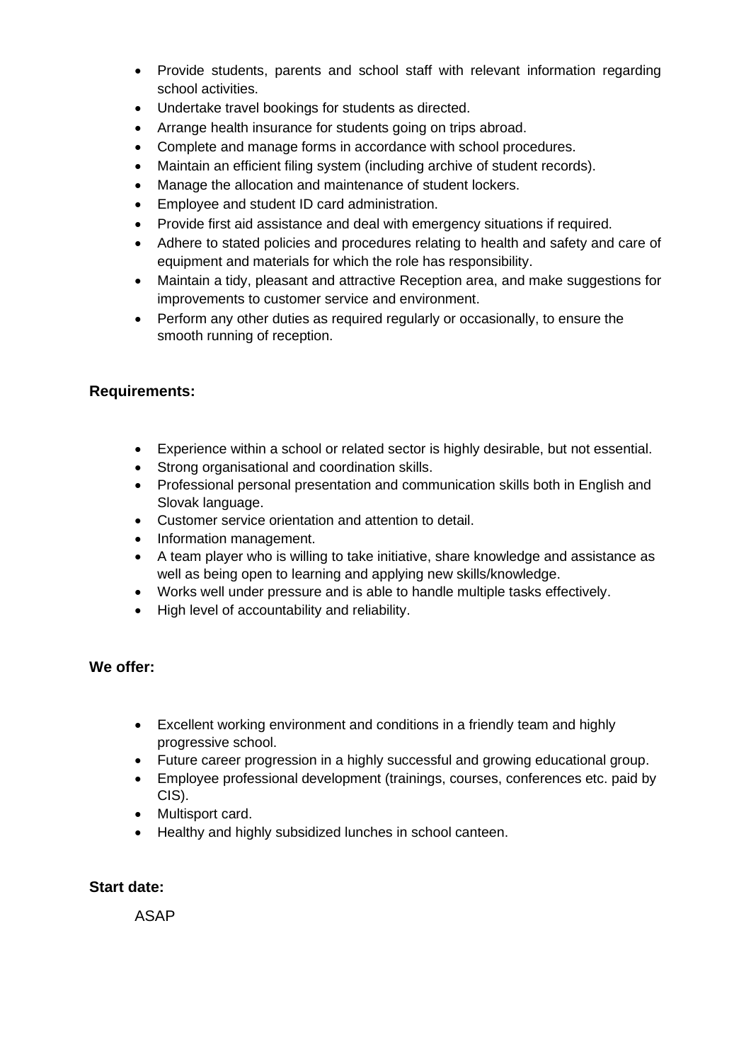- Provide students, parents and school staff with relevant information regarding school activities.
- Undertake travel bookings for students as directed.
- Arrange health insurance for students going on trips abroad.
- Complete and manage forms in accordance with school procedures.
- Maintain an efficient filing system (including archive of student records).
- Manage the allocation and maintenance of student lockers.
- Employee and student ID card administration.
- Provide first aid assistance and deal with emergency situations if required.
- Adhere to stated policies and procedures relating to health and safety and care of equipment and materials for which the role has responsibility.
- Maintain a tidy, pleasant and attractive Reception area, and make suggestions for improvements to customer service and environment.
- Perform any other duties as required regularly or occasionally, to ensure the smooth running of reception.

**Requirements:**

- Experience within a school or related sector is highly desirable, but not essential.
- Strong organisational and coordination skills.
- Professional personal presentation and communication skills both in English and Slovak language.
- Customer service orientation and attention to detail.
- Information management.
- A team player who is willing to take initiative, share knowledge and assistance as well as being open to learning and applying new skills/knowledge.
- Works well under pressure and is able to handle multiple tasks effectively.
- High level of accountability and reliability.

**We offer:**

- Excellent working environment and conditions in a friendly team and highly progressive school.
- Future career progression in a highly successful and growing educational group.
- Employee professional development (trainings, courses, conferences etc. paid by CIS).
- Multisport card.
- Healthy and highly subsidized lunches in school canteen.

**Start date:**

ASAP